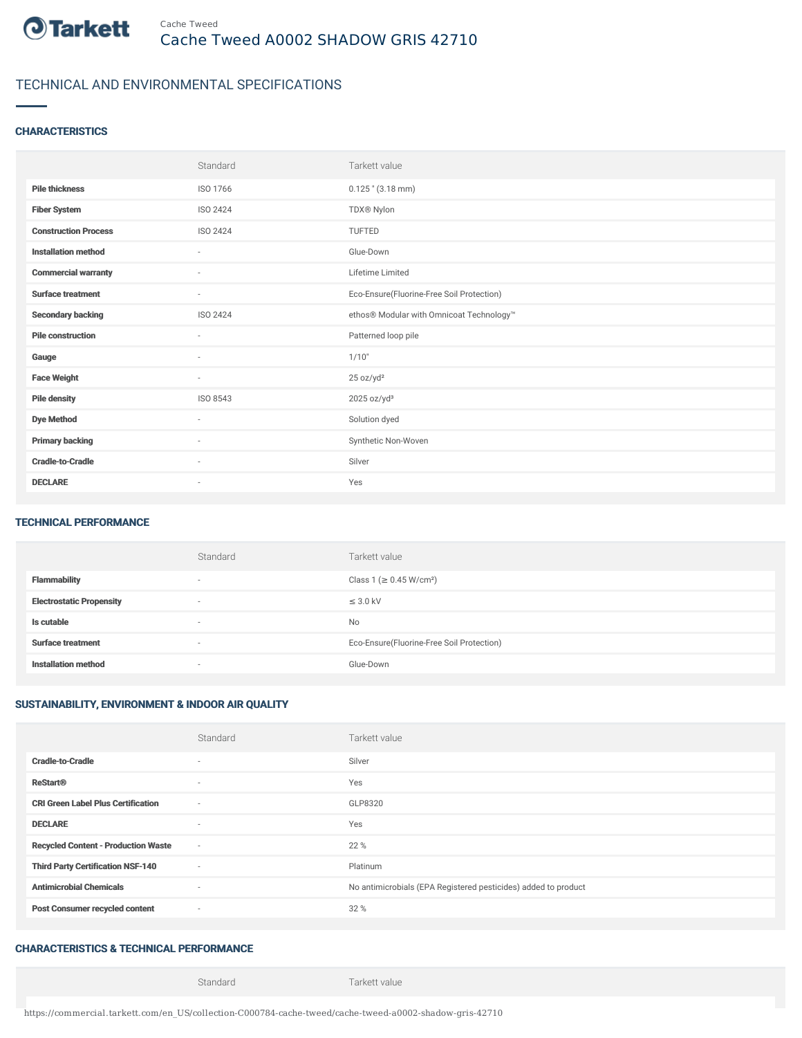Cache Tweed

# Cache Tweed A0002 SHADOW GRIS 42710

## TECHNICAL AND ENVIRONMENTAL SPECIFICATIONS

### CHARACTERISTICS

| | Standard | Tarkett value |
|---|---|---|
| **Pile thickness** | ISO 1766 | 0.125 " (3.18 mm) |
| **Fiber System** | ISO 2424 | TDX® Nylon |
| **Construction Process** | ISO 2424 | TUFTED |
| **Installation method** | - | Glue-Down |
| **Commercial warranty** | - | Lifetime Limited |
| **Surface treatment** | - | Eco-Ensure(Fluorine-Free Soil Protection) |
| **Secondary backing** | ISO 2424 | ethos® Modular with Omnicoat Technology™ |
| **Pile construction** | - | Patterned loop pile |
| **Gauge** | - | 1/10" |
| **Face Weight** | - | 25 oz/yd² |
| **Pile density** | ISO 8543 | 2025 oz/yd³ |
| **Dye Method** | - | Solution dyed |
| **Primary backing** | - | Synthetic Non-Woven |
| **Cradle-to-Cradle** | - | Silver |
| **DECLARE** | - | Yes |

### TECHNICAL PERFORMANCE

| | Standard | Tarkett value |
|---|---|---|
| **Flammability** | - | Class 1 (≥ 0.45 W/cm²) |
| **Electrostatic Propensity** | - | ≤ 3.0 kV |
| **Is cutable** | - | No |
| **Surface treatment** | - | Eco-Ensure(Fluorine-Free Soil Protection) |
| **Installation method** | - | Glue-Down |

### SUSTAINABILITY, ENVIRONMENT & INDOOR AIR QUALITY

| | Standard | Tarkett value |
|---|---|---|
| **Cradle-to-Cradle** | - | Silver |
| **ReStart®** | - | Yes |
| **CRI Green Label Plus Certification** | - | GLP8320 |
| **DECLARE** | - | Yes |
| **Recycled Content - Production Waste** | - | 22 % |
| **Third Party Certification NSF-140** | - | Platinum |
| **Antimicrobial Chemicals** | - | No antimicrobials (EPA Registered pesticides) added to product |
| **Post Consumer recycled content** | - | 32 % |

### CHARACTERISTICS & TECHNICAL PERFORMANCE

| | Standard | Tarkett value |
|---|---|---|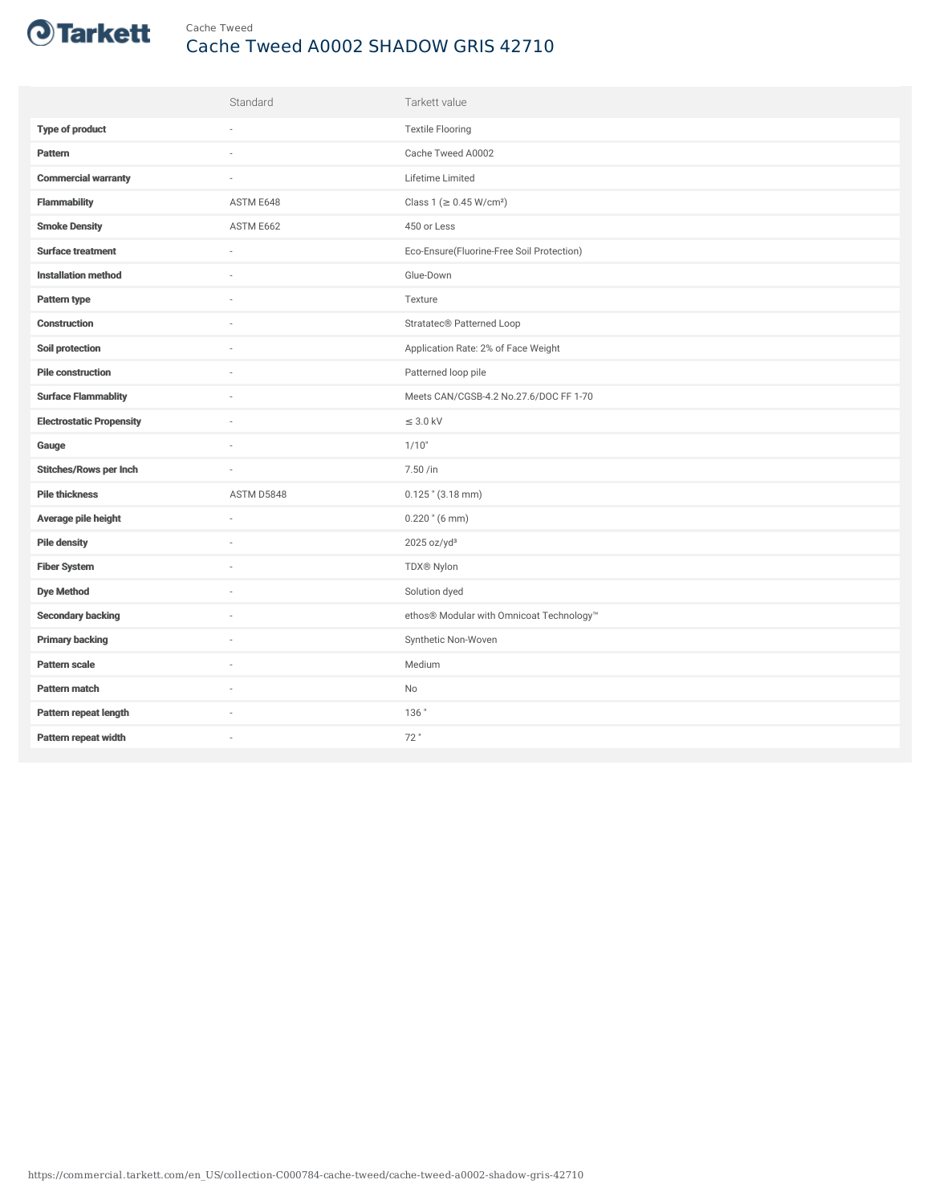Cache Tweed

# Cache Tweed A0002 SHADOW GRIS 42710

| | Standard | Tarkett value |
|---|---|---|
| **Type of product** | - | Textile Flooring |
| **Pattern** | - | Cache Tweed A0002 |
| **Commercial warranty** | - | Lifetime Limited |
| **Flammability** | ASTM E648 | Class 1 (≥ 0.45 W/cm²) |
| **Smoke Density** | ASTM E662 | 450 or Less |
| **Surface treatment** | - | Eco-Ensure(Fluorine-Free Soil Protection) |
| **Installation method** | - | Glue-Down |
| **Pattern type** | - | Texture |
| **Construction** | - | Stratatec® Patterned Loop |
| **Soil protection** | - | Application Rate: 2% of Face Weight |
| **Pile construction** | - | Patterned loop pile |
| **Surface Flammablity** | - | Meets CAN/CGSB-4.2 No.27.6/DOC FF 1-70 |
| **Electrostatic Propensity** | - | ≤ 3.0 kV |
| **Gauge** | - | 1/10" |
| **Stitches/Rows per Inch** | - | 7.50 /in |
| **Pile thickness** | ASTM D5848 | 0.125 " (3.18 mm) |
| **Average pile height** | - | 0.220 " (6 mm) |
| **Pile density** | - | 2025 oz/yd³ |
| **Fiber System** | - | TDX® Nylon |
| **Dye Method** | - | Solution dyed |
| **Secondary backing** | - | ethos® Modular with Omnicoat Technology™ |
| **Primary backing** | - | Synthetic Non-Woven |
| **Pattern scale** | - | Medium |
| **Pattern match** | - | No |
| **Pattern repeat length** | - | 136 " |
| **Pattern repeat width** | - | 72 " |

https://commercial.tarkett.com/en_US/collection-C000784-cache-tweed/cache-tweed-a0002-shadow-gris-42710